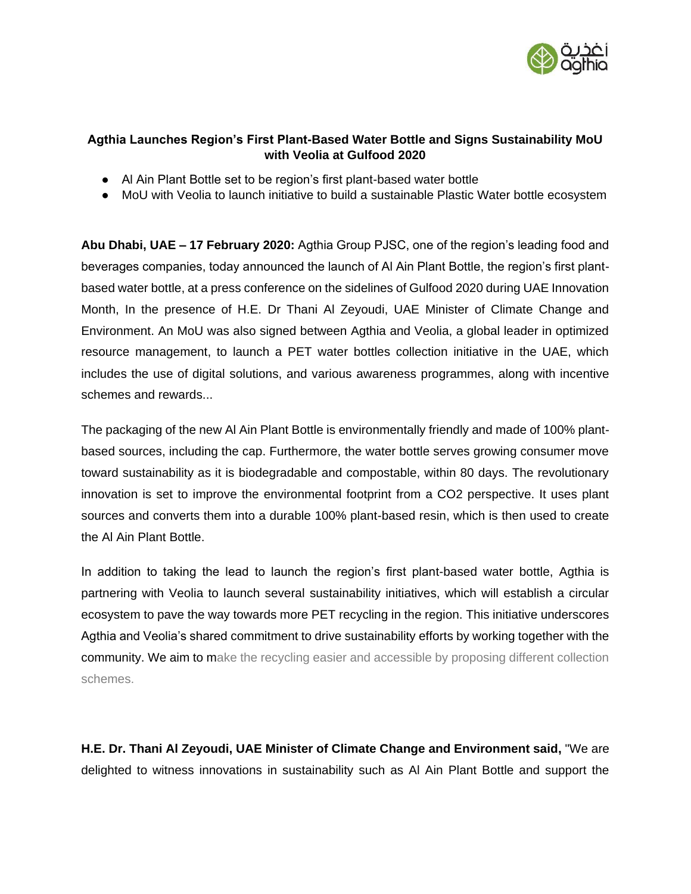**Agthia Launches Region's First Plant-Based Water Bottle and Signs Sustainability MoU with Veolia at Gulfood 2020**

- Al Ain Plant Bottle set to be region's first plant-based water bottle
- MoU with Veolia to launch initiative to build a sustainable Plastic Water bottle ecosystem

**Abu Dhabi, UAE – 17 February 2020:** Agthia Group PJSC, one of the region's leading food and beverages companies, today announced the launch of Al Ain Plant Bottle, the region's first plant-based water bottle, at a press conference on the sidelines of Gulfood 2020 during UAE Innovation Month, In the presence of H.E. Dr Thani Al Zeyoudi, UAE Minister of Climate Change and Environment. An MoU was also signed between Agthia and Veolia, a global leader in optimized resource management, to launch a PET water bottles collection initiative in the UAE, which includes the use of digital solutions, and various awareness programmes, along with incentive schemes and rewards...

The packaging of the new Al Ain Plant Bottle is environmentally friendly and made of 100% plant-based sources, including the cap. Furthermore, the water bottle serves growing consumer move toward sustainability as it is biodegradable and compostable, within 80 days. The revolutionary innovation is set to improve the environmental footprint from a $CO_2$ perspective. It uses plant sources and converts them into a durable 100% plant-based resin, which is then used to create the Al Ain Plant Bottle.

In addition to taking the lead to launch the region's first plant-based water bottle, Agthia is partnering with Veolia to launch several sustainability initiatives, which will establish a circular ecosystem to pave the way towards more PET recycling in the region. This initiative underscores Agthia and Veolia's shared commitment to drive sustainability efforts by working together with the community. We aim to make the recycling easier and accessible by proposing different collection schemes.

**H.E. Dr. Thani Al Zeyoudi, UAE Minister of Climate Change and Environment said,** "We are delighted to witness innovations in sustainability such as Al Ain Plant Bottle and support the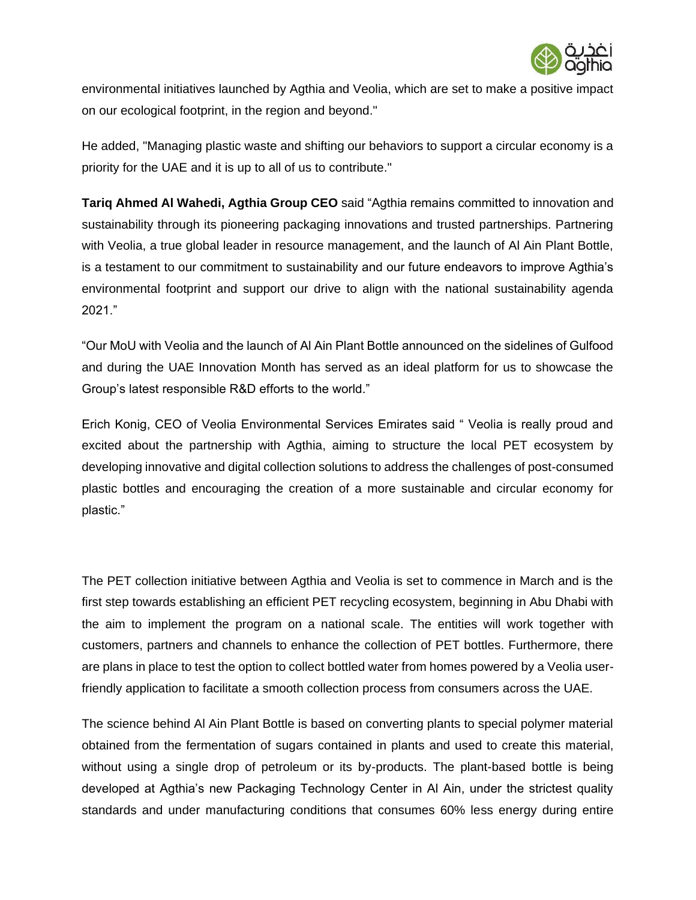environmental initiatives launched by Agthia and Veolia, which are set to make a positive impact on our ecological footprint, in the region and beyond."

He added, "Managing plastic waste and shifting our behaviors to support a circular economy is a priority for the UAE and it is up to all of us to contribute."

**Tariq Ahmed Al Wahedi, Agthia Group CEO** said "Agthia remains committed to innovation and sustainability through its pioneering packaging innovations and trusted partnerships. Partnering with Veolia, a true global leader in resource management, and the launch of Al Ain Plant Bottle, is a testament to our commitment to sustainability and our future endeavors to improve Agthia's environmental footprint and support our drive to align with the national sustainability agenda 2021."

"Our MoU with Veolia and the launch of Al Ain Plant Bottle announced on the sidelines of Gulfood and during the UAE Innovation Month has served as an ideal platform for us to showcase the Group's latest responsible R&D efforts to the world."

Erich Konig, CEO of Veolia Environmental Services Emirates said " Veolia is really proud and excited about the partnership with Agthia, aiming to structure the local PET ecosystem by developing innovative and digital collection solutions to address the challenges of post-consumed plastic bottles and encouraging the creation of a more sustainable and circular economy for plastic."

The PET collection initiative between Agthia and Veolia is set to commence in March and is the first step towards establishing an efficient PET recycling ecosystem, beginning in Abu Dhabi with the aim to implement the program on a national scale. The entities will work together with customers, partners and channels to enhance the collection of PET bottles. Furthermore, there are plans in place to test the option to collect bottled water from homes powered by a Veolia user-friendly application to facilitate a smooth collection process from consumers across the UAE.

The science behind Al Ain Plant Bottle is based on converting plants to special polymer material obtained from the fermentation of sugars contained in plants and used to create this material, without using a single drop of petroleum or its by-products. The plant-based bottle is being developed at Agthia's new Packaging Technology Center in Al Ain, under the strictest quality standards and under manufacturing conditions that consumes 60% less energy during entire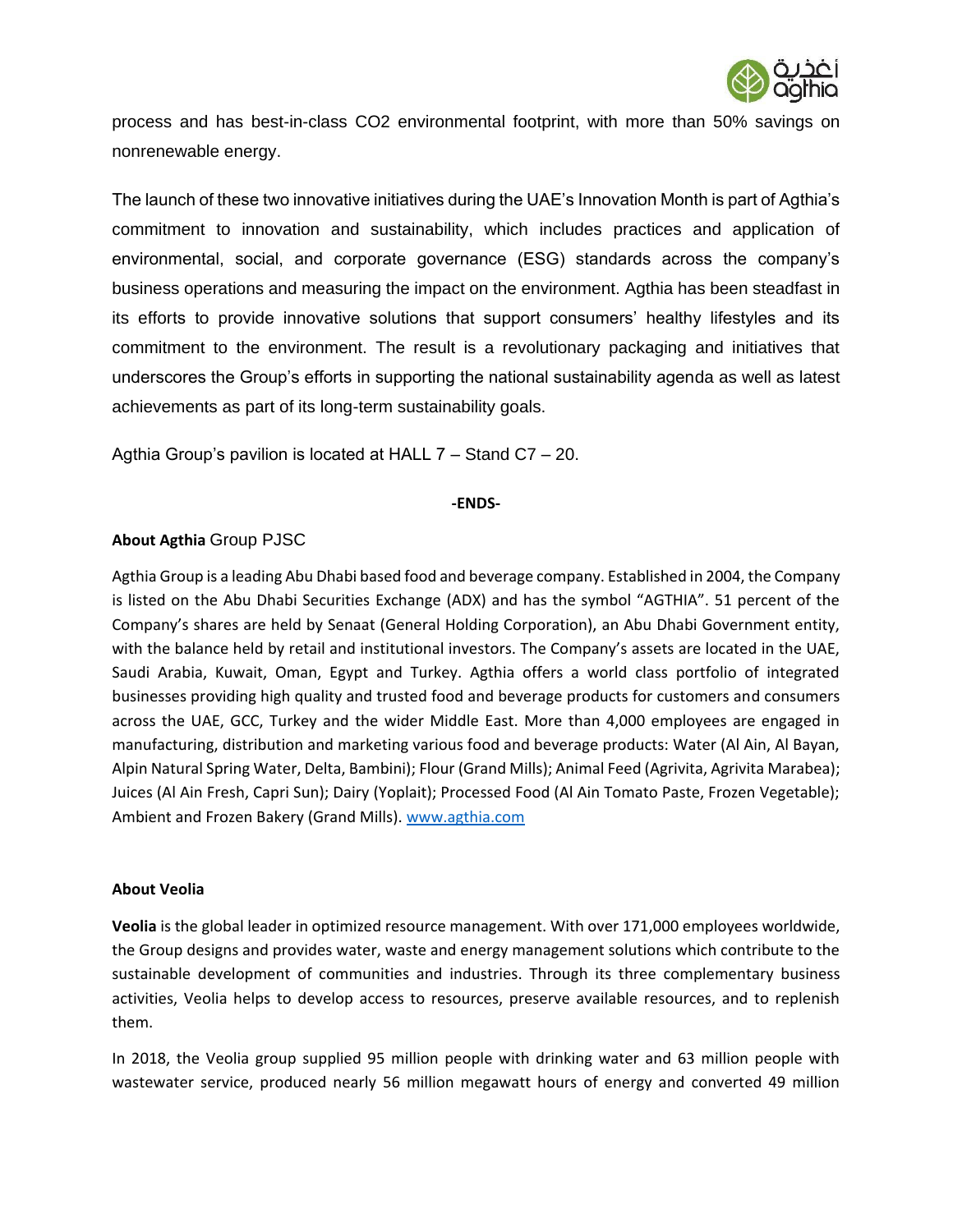process and has best-in-class $CO_2$ environmental footprint, with more than 50% savings on nonrenewable energy.

The launch of these two innovative initiatives during the UAE's Innovation Month is part of Agthia's commitment to innovation and sustainability, which includes practices and application of environmental, social, and corporate governance (ESG) standards across the company's business operations and measuring the impact on the environment. Agthia has been steadfast in its efforts to provide innovative solutions that support consumers' healthy lifestyles and its commitment to the environment. The result is a revolutionary packaging and initiatives that underscores the Group's efforts in supporting the national sustainability agenda as well as latest achievements as part of its long-term sustainability goals.

Agthia Group's pavilion is located at HALL 7 – Stand C7 – 20.

**-ENDS-**

**About Agthia** Group PJSC

Agthia Group is a leading Abu Dhabi based food and beverage company. Established in 2004, the Company is listed on the Abu Dhabi Securities Exchange (ADX) and has the symbol "AGTHIA". 51 percent of the Company's shares are held by Senaat (General Holding Corporation), an Abu Dhabi Government entity, with the balance held by retail and institutional investors. The Company's assets are located in the UAE, Saudi Arabia, Kuwait, Oman, Egypt and Turkey. Agthia offers a world class portfolio of integrated businesses providing high quality and trusted food and beverage products for customers and consumers across the UAE, GCC, Turkey and the wider Middle East. More than 4,000 employees are engaged in manufacturing, distribution and marketing various food and beverage products: Water (Al Ain, Al Bayan, Alpin Natural Spring Water, Delta, Bambini); Flour (Grand Mills); Animal Feed (Agrivita, Agrivita Marabea); Juices (Al Ain Fresh, Capri Sun); Dairy (Yoplait); Processed Food (Al Ain Tomato Paste, Frozen Vegetable); Ambient and Frozen Bakery (Grand Mills). www.agthia.com

**About Veolia**

**Veolia** is the global leader in optimized resource management. With over 171,000 employees worldwide, the Group designs and provides water, waste and energy management solutions which contribute to the sustainable development of communities and industries. Through its three complementary business activities, Veolia helps to develop access to resources, preserve available resources, and to replenish them.

In 2018, the Veolia group supplied 95 million people with drinking water and 63 million people with wastewater service, produced nearly 56 million megawatt hours of energy and converted 49 million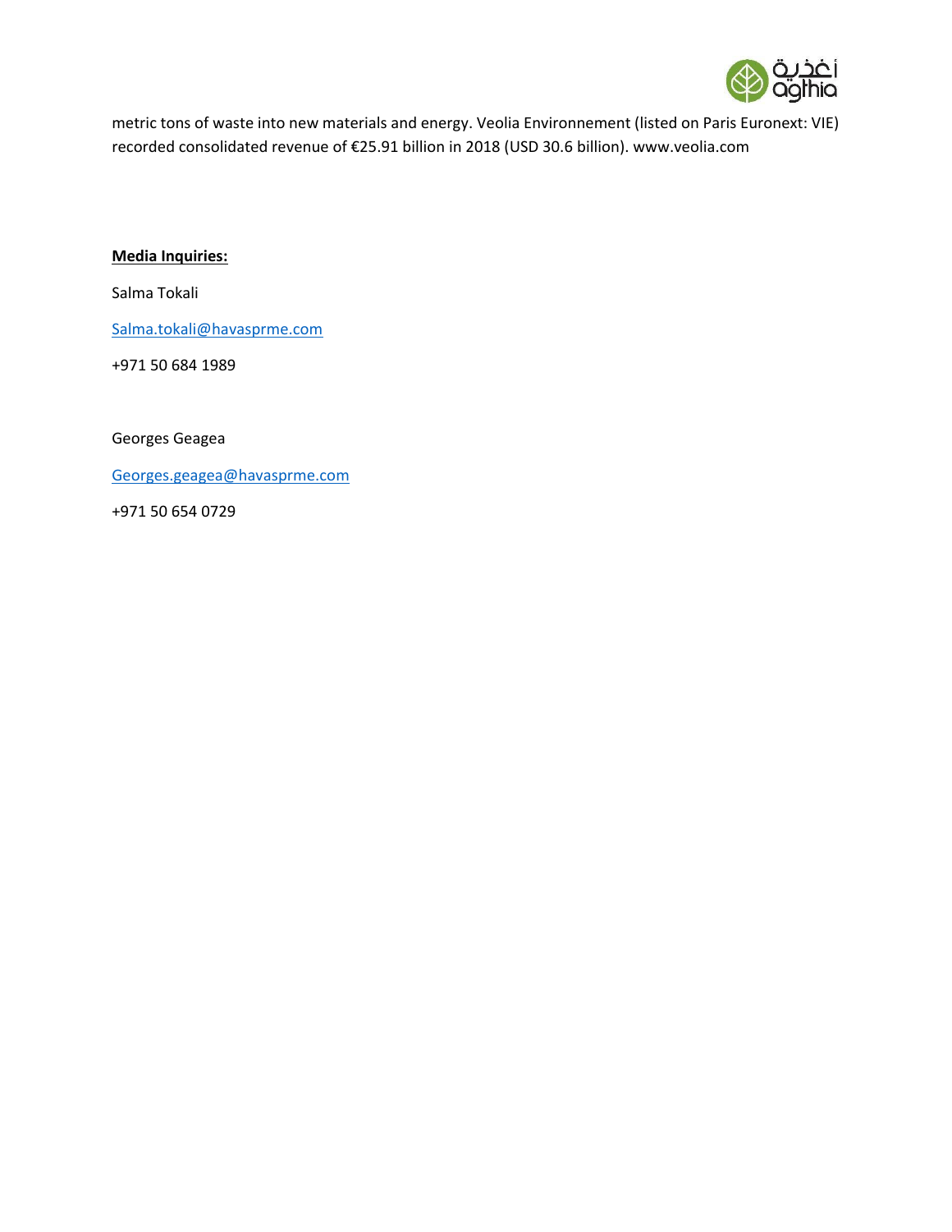metric tons of waste into new materials and energy. Veolia Environnement (listed on Paris Euronext: VIE) recorded consolidated revenue of €25.91 billion in 2018 (USD 30.6 billion). www.veolia.com

**Media Inquiries:**

Salma Tokali

Salma.tokali@havasprme.com

+971 50 684 1989

Georges Geagea

Georges.geagea@havasprme.com

+971 50 654 0729